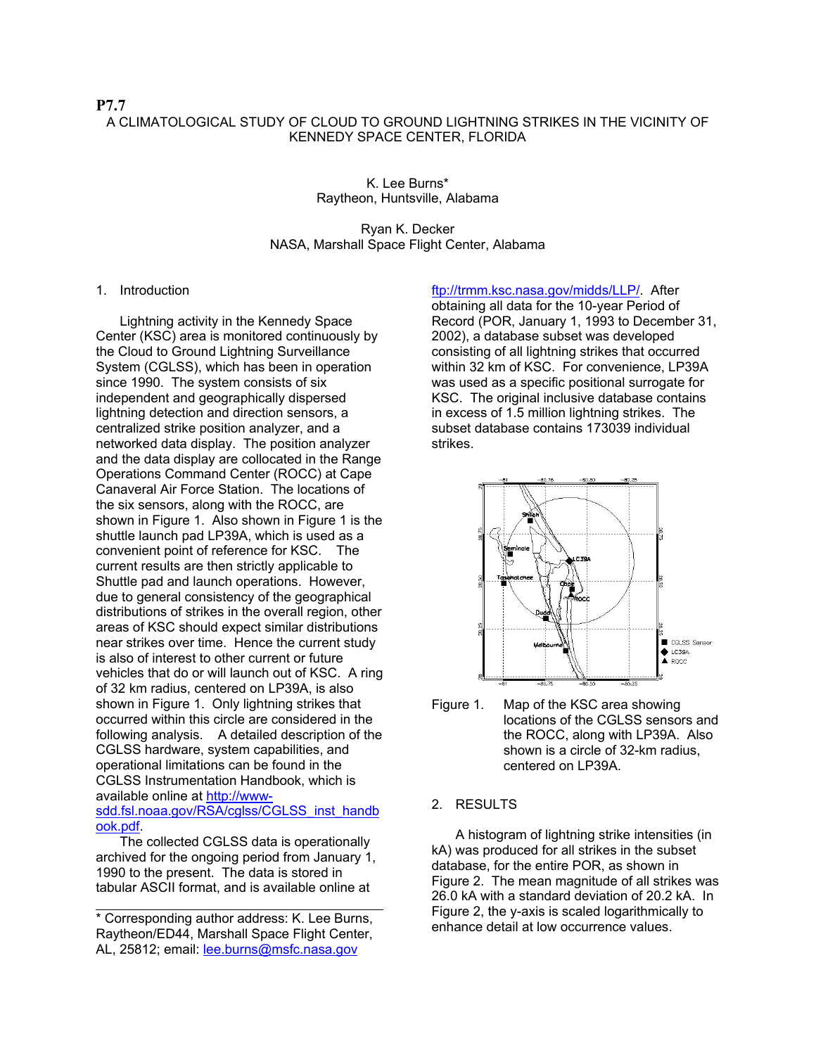**P7.7**

# A CLIMATOLOGICAL STUDY OF CLOUD TO GROUND LIGHTNING STRIKES IN THE VICINITY OF KENNEDY SPACE CENTER, FLORIDA

K. Lee Burns*
Raytheon, Huntsville, Alabama

Ryan K. Decker
NASA, Marshall Space Flight Center, Alabama

## 1. Introduction

Lightning activity in the Kennedy Space Center (KSC) area is monitored continuously by the Cloud to Ground Lightning Surveillance System (CGLSS), which has been in operation since 1990. The system consists of six independent and geographically dispersed lightning detection and direction sensors, a centralized strike position analyzer, and a networked data display. The position analyzer and the data display are collocated in the Range Operations Command Center (ROCC) at Cape Canaveral Air Force Station. The locations of the six sensors, along with the ROCC, are shown in Figure 1. Also shown in Figure 1 is the shuttle launch pad LP39A, which is used as a convenient point of reference for KSC. The current results are then strictly applicable to Shuttle pad and launch operations. However, due to general consistency of the geographical distributions of strikes in the overall region, other areas of KSC should expect similar distributions near strikes over time. Hence the current study is also of interest to other current or future vehicles that do or will launch out of KSC. A ring of 32 km radius, centered on LP39A, is also shown in Figure 1. Only lightning strikes that occurred within this circle are considered in the following analysis. A detailed description of the CGLSS hardware, system capabilities, and operational limitations can be found in the CGLSS Instrumentation Handbook, which is available online at http://www-sdd.fsl.noaa.gov/RSA/cglss/CGLSS_inst_handbook.pdf.

The collected CGLSS data is operationally archived for the ongoing period from January 1, 1990 to the present. The data is stored in tabular ASCII format, and is available online at ftp://trmm.ksc.nasa.gov/midds/LLP/. After obtaining all data for the 10-year Period of Record (POR, January 1, 1993 to December 31, 2002), a database subset was developed consisting of all lightning strikes that occurred within 32 km of KSC. For convenience, LP39A was used as a specific positional surrogate for KSC. The original inclusive database contains in excess of 1.5 million lightning strikes. The subset database contains 173039 individual strikes.

Figure 1. Map of the KSC area showing locations of the CGLSS sensors and the ROCC, along with the LP39A. Also shown is a circle of 32-km radius, centered on LP39A.

## 2. RESULTS

A histogram of lightning strike intensities (in kA) was produced for all strikes in the subset database, for the entire POR, as shown in Figure 2. The mean magnitude of all strikes was 26.0 kA with a standard deviation of 20.2 kA. In Figure 2, the y-axis is scaled logarithmically to enhance detail at low occurrence values.

---

* Corresponding author address: K. Lee Burns, Raytheon/ED44, Marshall Space Flight Center, AL, 25812; email: lee.burns@msfc.nasa.gov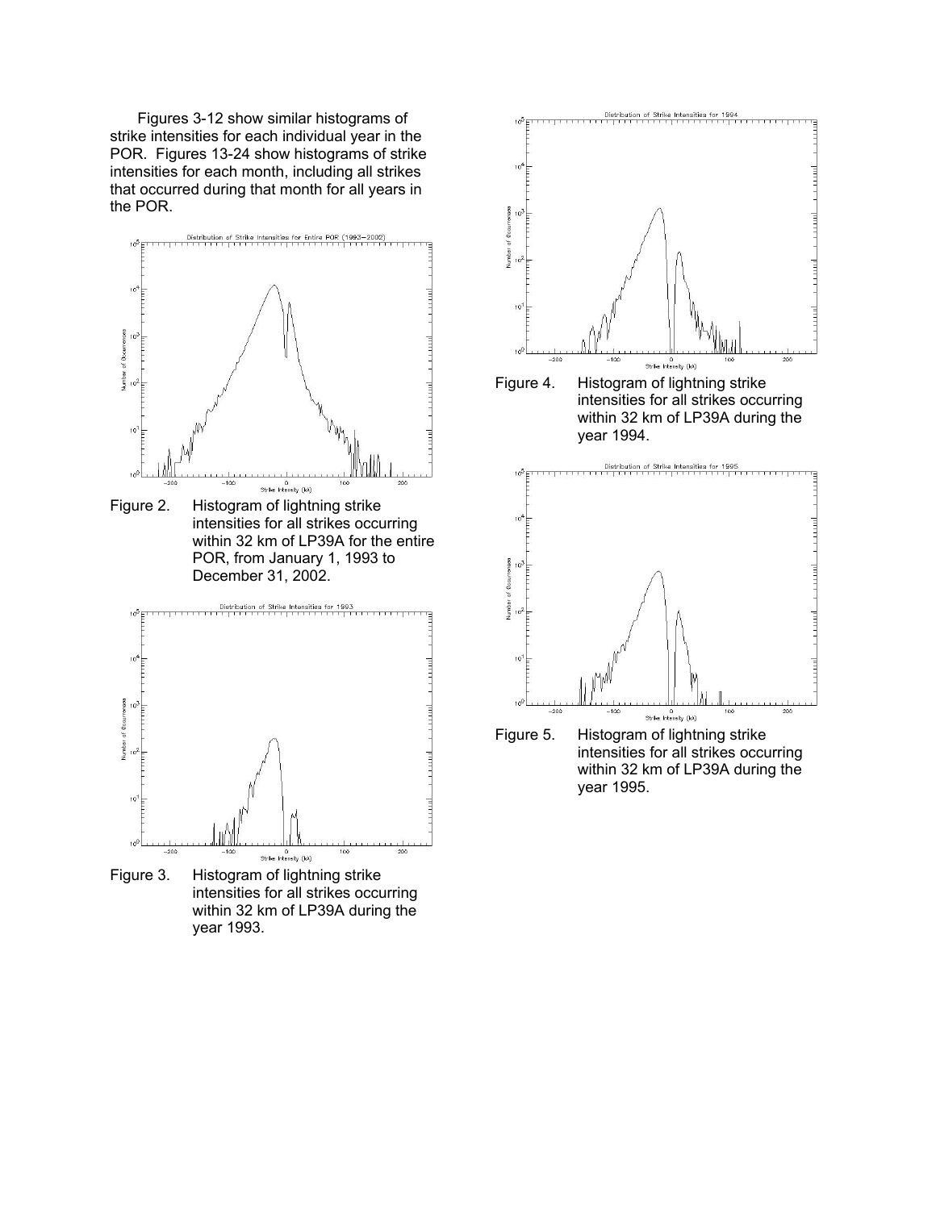Figures 3-12 show similar histograms of strike intensities for each individual year in the POR. Figures 13-24 show histograms of strike intensities for each month, including all strikes that occurred during that month for all years in the POR.

Figure 2. Histogram of lightning strike intensities for all strikes occurring within 32 km of LP39A for the entire POR, from January 1, 1993 to December 31, 2002.

Figure 3. Histogram of lightning strike intensities for all strikes occurring within 32 km of LP39A during the year 1993.

Figure 4. Histogram of lightning strike intensities for all strikes occurring within 32 km of LP39A during the year 1994.

Figure 5. Histogram of lightning strike intensities for all strikes occurring within 32 km of LP39A during the year 1995.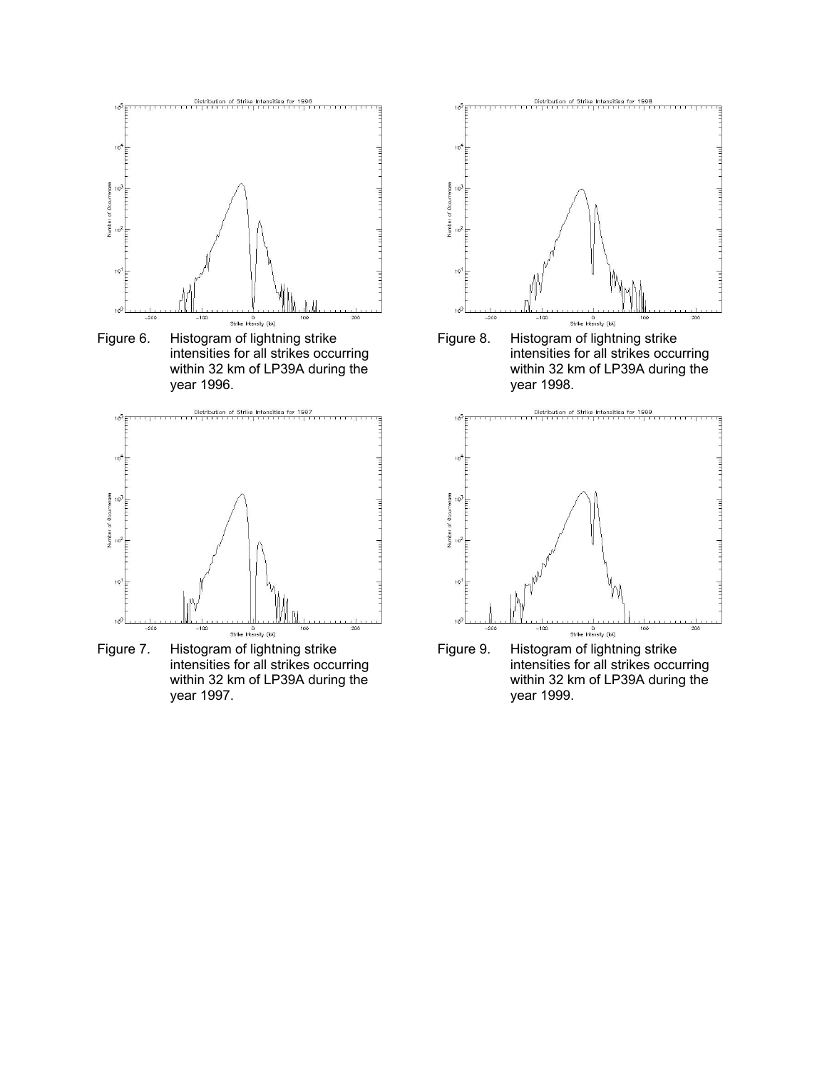Figure 6. Histogram of lightning strike intensities for all strikes occurring within 32 km of LP39A during the year 1996.

Figure 8. Histogram of lightning strike intensities for all strikes occurring within 32 km of LP39A during the year 1998.

Figure 7. Histogram of lightning strike intensities for all strikes occurring within 32 km of LP39A during the year 1997.

Figure 9. Histogram of lightning strike intensities for all strikes occurring within 32 km of LP39A during the year 1999.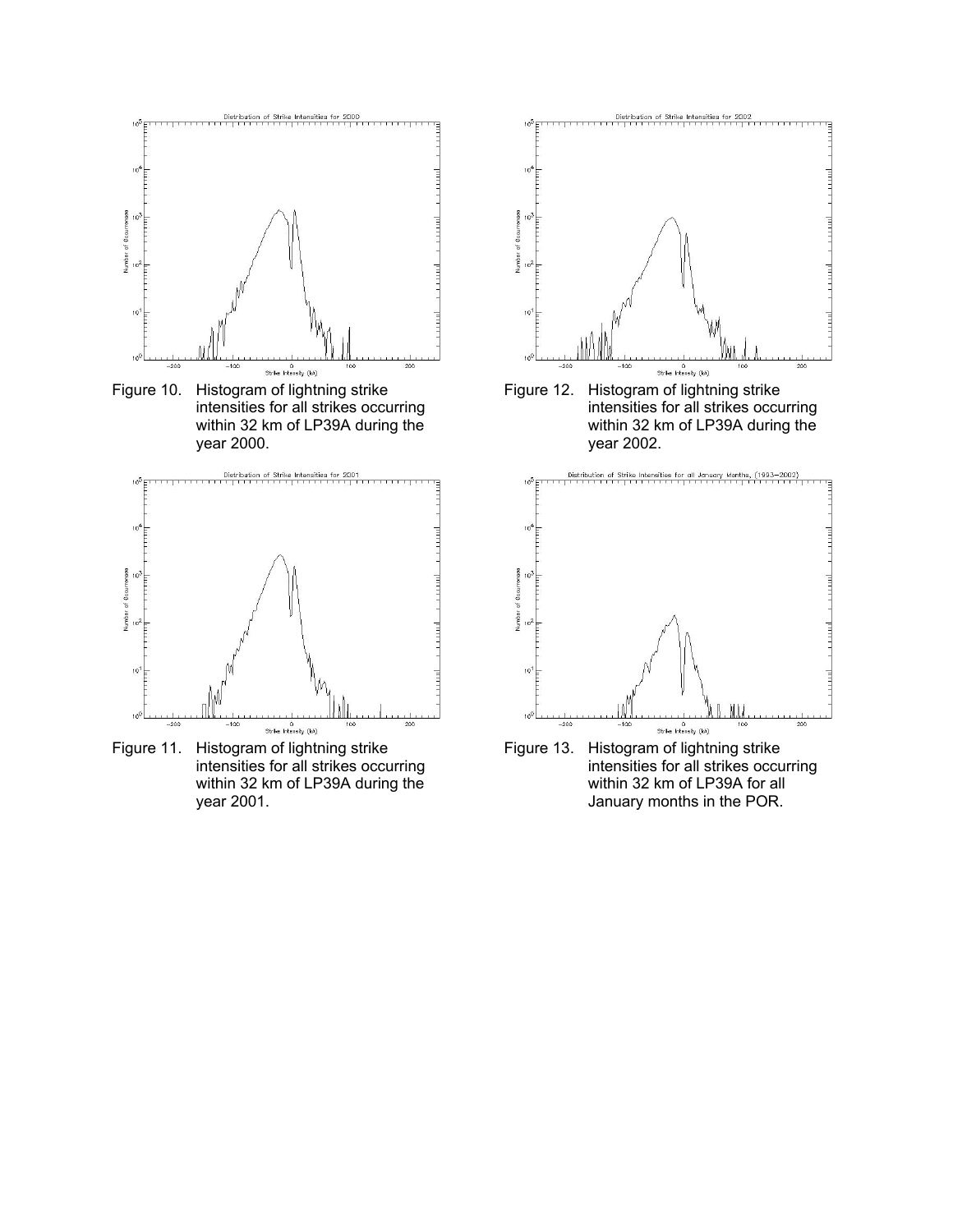Figure 10. Histogram of lightning strike intensities for all strikes occurring within 32 km of LP39A during the year 2000.

Figure 11. Histogram of lightning strike intensities for all strikes occurring within 32 km of LP39A during the year 2001.

Figure 12. Histogram of lightning strike intensities for all strikes occurring within 32 km of LP39A during the year 2002.

Figure 13. Histogram of lightning strike intensities for all strikes occurring within 32 km of LP39A for all January months in the POR.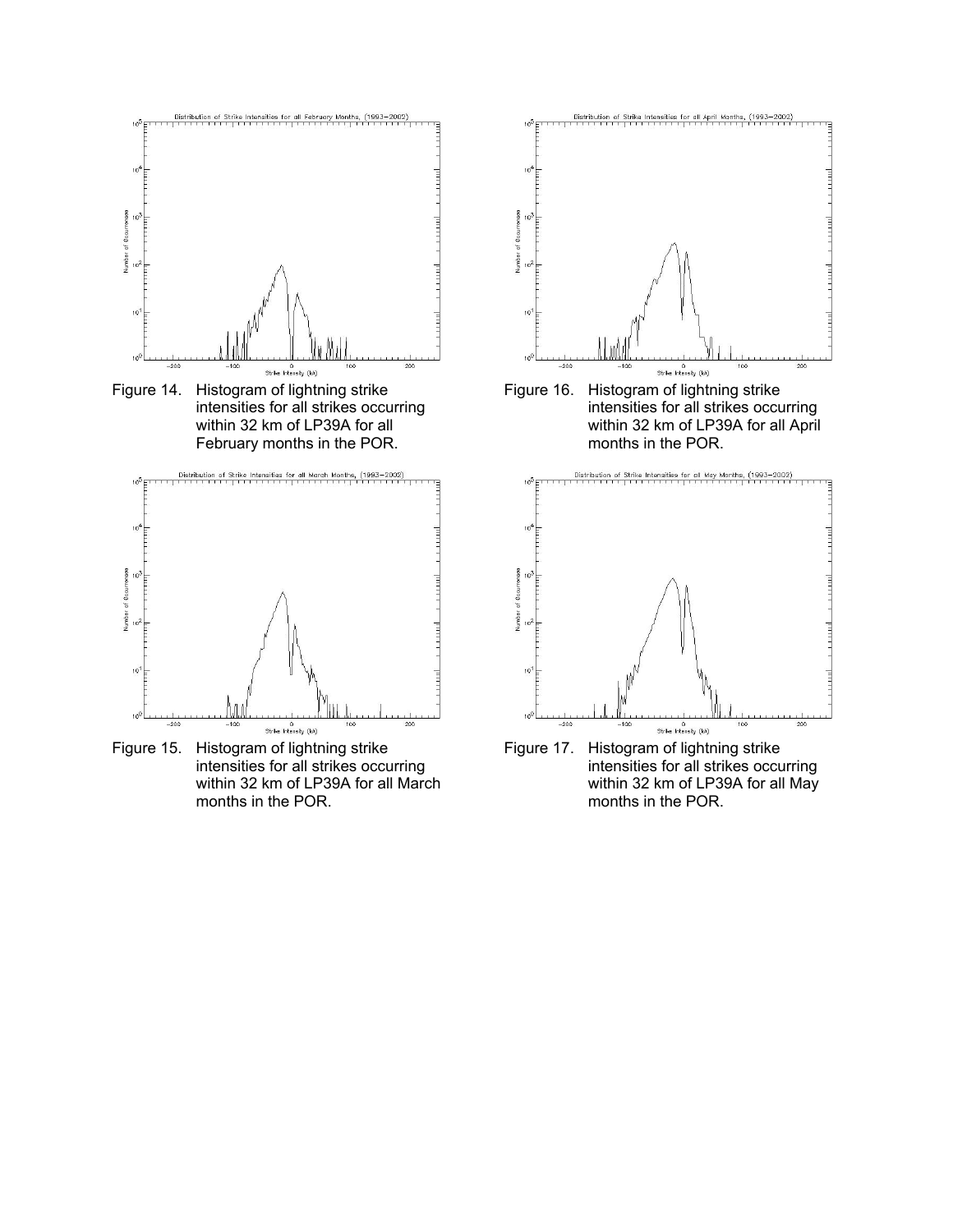Figure 14. Histogram of lightning strike intensities for all strikes occurring within 32 km of LP39A for all February months in the POR.

Figure 15. Histogram of lightning strike intensities for all strikes occurring within 32 km of LP39A for all March months in the POR.

Figure 16. Histogram of lightning strike intensities for all strikes occurring within 32 km of LP39A for all April months in the POR.

Figure 17. Histogram of lightning strike intensities for all strikes occurring within 32 km of LP39A for all May months in the POR.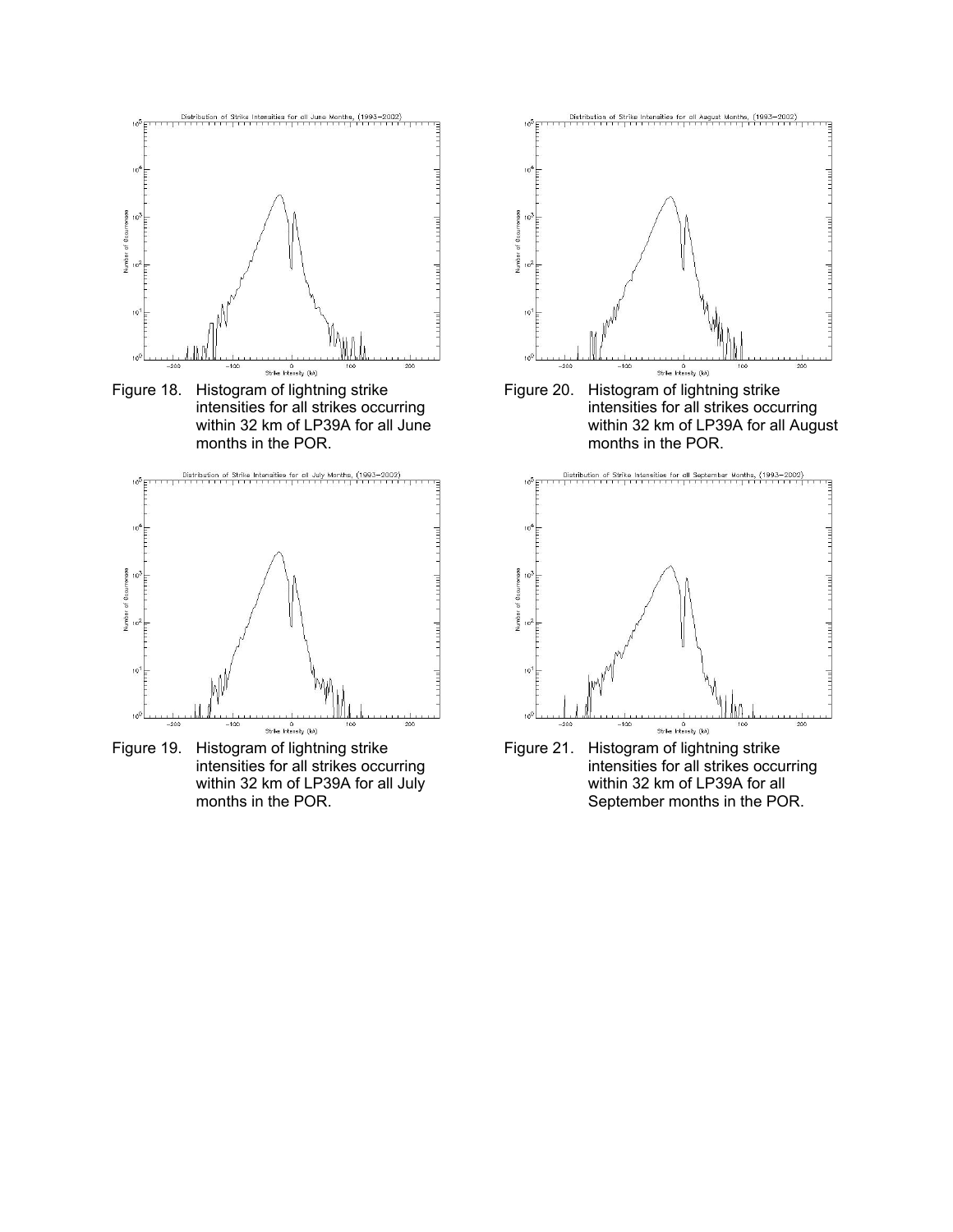Figure 18. Histogram of lightning strike intensities for all strikes occurring within 32 km of LP39A for all June months in the POR.

Figure 19. Histogram of lightning strike intensities for all strikes occurring within 32 km of LP39A for all July months in the POR.

Figure 20. Histogram of lightning strike intensities for all strikes occurring within 32 km of LP39A for all August months in the POR.

Figure 21. Histogram of lightning strike intensities for all strikes occurring within 32 km of LP39A for all September months in the POR.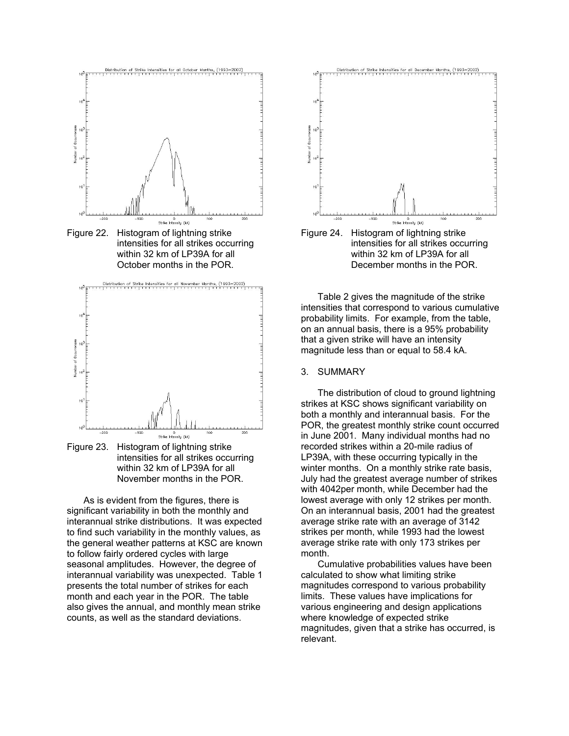Figure 22. Histogram of lightning strike intensities for all strikes occurring within 32 km of LP39A for all October months in the POR.

Figure 23. Histogram of lightning strike intensities for all strikes occurring within 32 km of LP39A for all November months in the POR.

As is evident from the figures, there is significant variability in both the monthly and interannual strike distributions. It was expected to find such variability in the monthly values, as the general weather patterns at KSC are known to follow fairly ordered cycles with large seasonal amplitudes. However, the degree of interannual variability was unexpected. Table 1 presents the total number of strikes for each month and each year in the POR. The table also gives the annual, and monthly mean strike counts, as well as the standard deviations.

Figure 24. Histogram of lightning strike intensities for all strikes occurring within 32 km of LP39A for all December months in the POR.

Table 2 gives the magnitude of the strike intensities that correspond to various cumulative probability limits. For example, from the table, on an annual basis, there is a 95% probability that a given strike will have an intensity magnitude less than or equal to 58.4 kA.

## 3. SUMMARY

The distribution of cloud to ground lightning strikes at KSC shows significant variability on both a monthly and interannual basis. For the POR, the greatest monthly strike count occurred in June 2001. Many individual months had no recorded strikes within a 20-mile radius of LP39A, with these occurring typically in the winter months. On a monthly strike rate basis, July had the greatest average number of strikes with 4042per month, while December had the lowest average with only 12 strikes per month. On an interannual basis, 2001 had the greatest average strike rate with an average of 3142 strikes per month, while 1993 had the lowest average strike rate with only 173 strikes per month.

Cumulative probabilities values have been calculated to show what limiting strike magnitudes correspond to various probability limits. These values have implications for various engineering and design applications where knowledge of expected strike magnitudes, given that a strike has occurred, is relevant.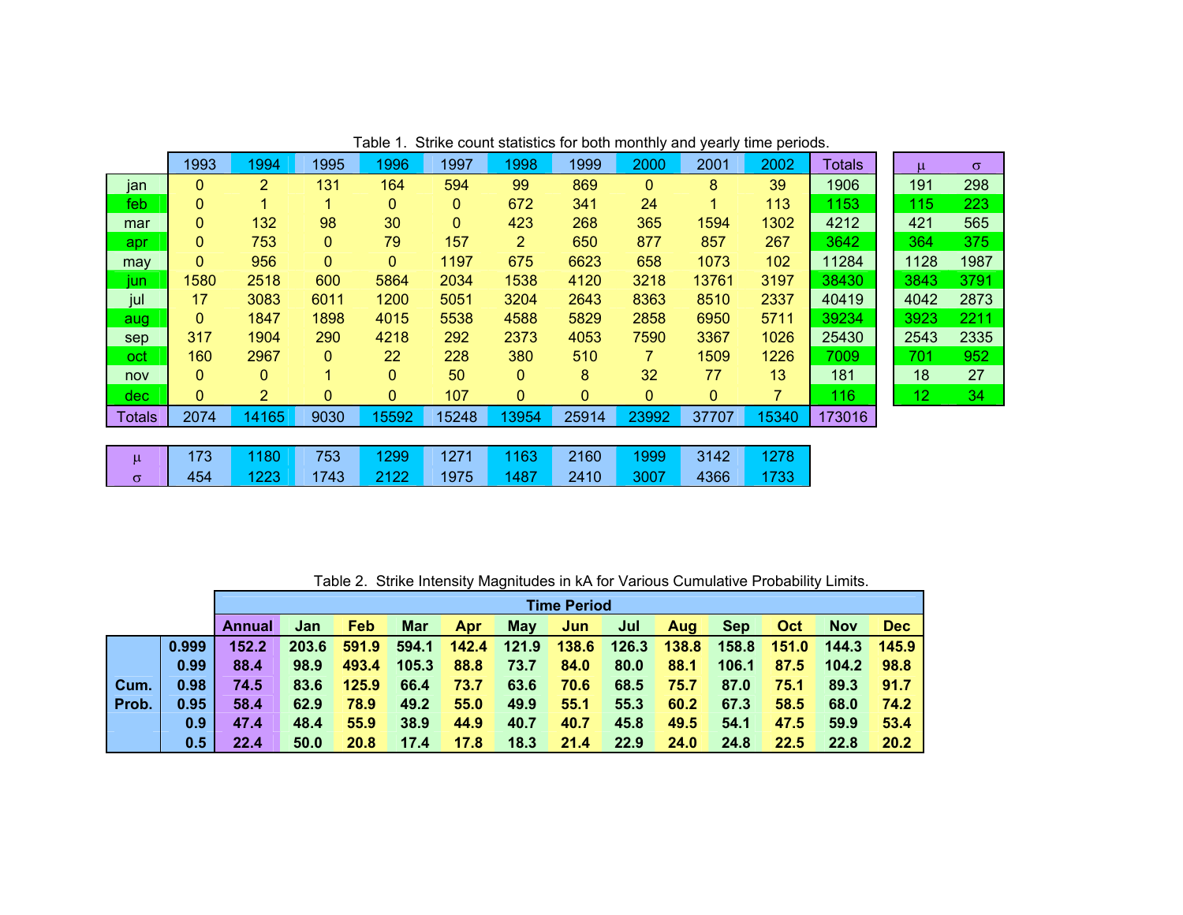Table 1. Strike count statistics for both monthly and yearly time periods.

| | 1993 | 1994 | 1995 | 1996 | 1997 | 1998 | 1999 | 2000 | 2001 | 2002 | Totals | μ | σ |
|---|---|---|---|---|---|---|---|---|---|---|---|---|---|
| jan | 0 | 2 | 131 | 164 | 594 | 99 | 869 | 0 | 8 | 39 | 1906 | 191 | 298 |
| feb | 0 | 1 | 1 | 0 | 0 | 672 | 341 | 24 | 1 | 113 | 1153 | 115 | 223 |
| mar | 0 | 132 | 98 | 30 | 0 | 423 | 268 | 365 | 1594 | 1302 | 4212 | 421 | 565 |
| apr | 0 | 753 | 0 | 79 | 157 | 2 | 650 | 877 | 857 | 267 | 3642 | 364 | 375 |
| may | 0 | 956 | 0 | 0 | 1197 | 675 | 6623 | 658 | 1073 | 102 | 11284 | 1128 | 1987 |
| jun | 1580 | 2518 | 600 | 5864 | 2034 | 1538 | 4120 | 3218 | 13761 | 3197 | 38430 | 3843 | 3791 |
| jul | 17 | 3083 | 6011 | 1200 | 5051 | 3204 | 2643 | 8363 | 8510 | 2337 | 40419 | 4042 | 2873 |
| aug | 0 | 1847 | 1898 | 4015 | 5538 | 4588 | 5829 | 2858 | 6950 | 5711 | 39234 | 3923 | 2211 |
| sep | 317 | 1904 | 290 | 4218 | 292 | 2373 | 4053 | 7590 | 3367 | 1026 | 25430 | 2543 | 2335 |
| oct | 160 | 2967 | 0 | 22 | 228 | 380 | 510 | 7 | 1509 | 1226 | 7009 | 701 | 952 |
| nov | 0 | 0 | 1 | 0 | 50 | 0 | 8 | 32 | 77 | 13 | 181 | 18 | 27 |
| dec | 0 | 2 | 0 | 0 | 107 | 0 | 0 | 0 | 0 | 7 | 116 | 12 | 34 |
| Totals | 2074 | 14165 | 9030 | 15592 | 15248 | 13954 | 25914 | 23992 | 37707 | 15340 | 173016 | | |
| μ | 173 | 1180 | 753 | 1299 | 1271 | 1163 | 2160 | 1999 | 3142 | 1278 | | | |
| σ | 454 | 1223 | 1743 | 2122 | 1975 | 1487 | 2410 | 3007 | 4366 | 1733 | | | |

Table 2. Strike Intensity Magnitudes in kA for Various Cumulative Probability Limits.

| | | Time Period | | | | | | | | | | | | |
|---|---|---|---|---|---|---|---|---|---|---|---|---|---|---|
| | | **Annual** | **Jan** | **Feb** | **Mar** | **Apr** | **May** | **Jun** | **Jul** | **Aug** | **Sep** | **Oct** | **Nov** | **Dec** |
| **Cum. Prob.** | **0.999** | **152.2** | **203.6** | **591.9** | **594.1** | **142.4** | **121.9** | **138.6** | **126.3** | **138.8** | **158.8** | **151.0** | **144.3** | **145.9** |
| | **0.99** | **88.4** | **98.9** | **493.4** | **105.3** | **88.8** | **73.7** | **84.0** | **80.0** | **88.1** | **106.1** | **87.5** | **104.2** | **98.8** |
| | **0.98** | **74.5** | **83.6** | **125.9** | **66.4** | **73.7** | **63.6** | **70.6** | **68.5** | **75.7** | **87.0** | **75.1** | **89.3** | **91.7** |
| | **0.95** | **58.4** | **62.9** | **78.9** | **49.2** | **55.0** | **49.9** | **55.1** | **55.3** | **60.2** | **67.3** | **58.5** | **68.0** | **74.2** |
| | **0.9** | **47.4** | **48.4** | **55.9** | **38.9** | **44.9** | **40.7** | **40.7** | **45.8** | **49.5** | **54.1** | **47.5** | **59.9** | **53.4** |
| | **0.5** | **22.4** | **50.0** | **20.8** | **17.4** | **17.8** | **18.3** | **21.4** | **22.9** | **24.0** | **24.8** | **22.5** | **22.8** | **20.2** |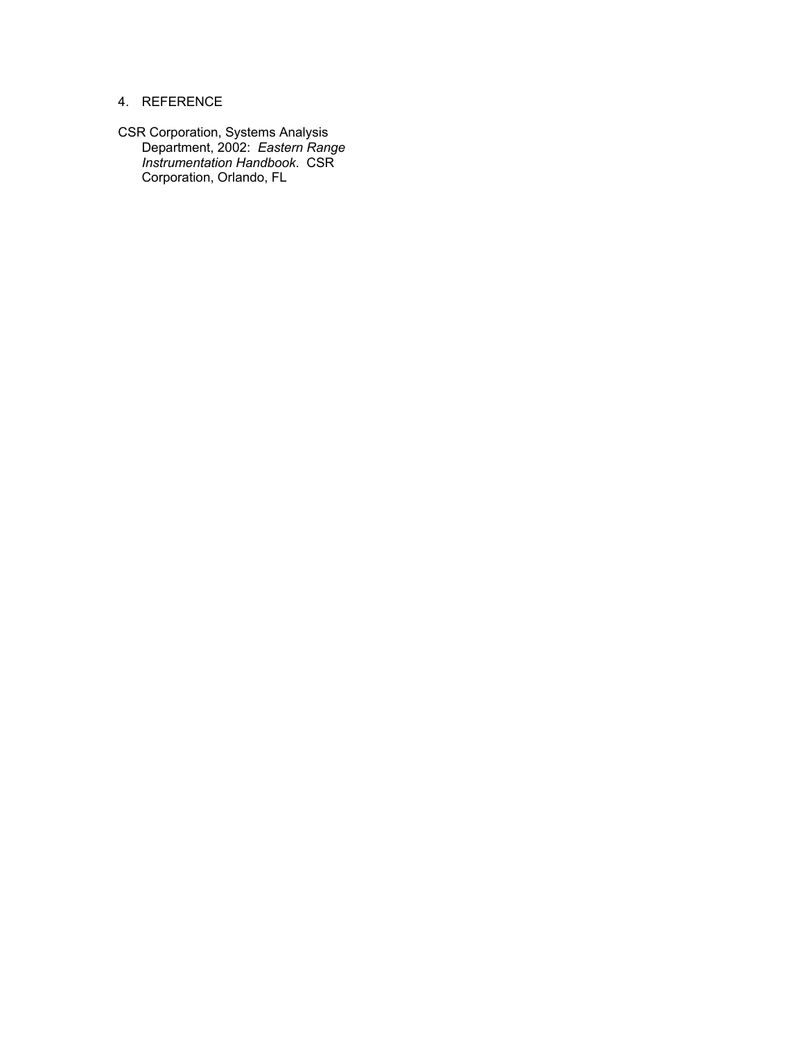## 4. REFERENCE

CSR Corporation, Systems Analysis Department, 2002: *Eastern Range Instrumentation Handbook*. CSR Corporation, Orlando, FL